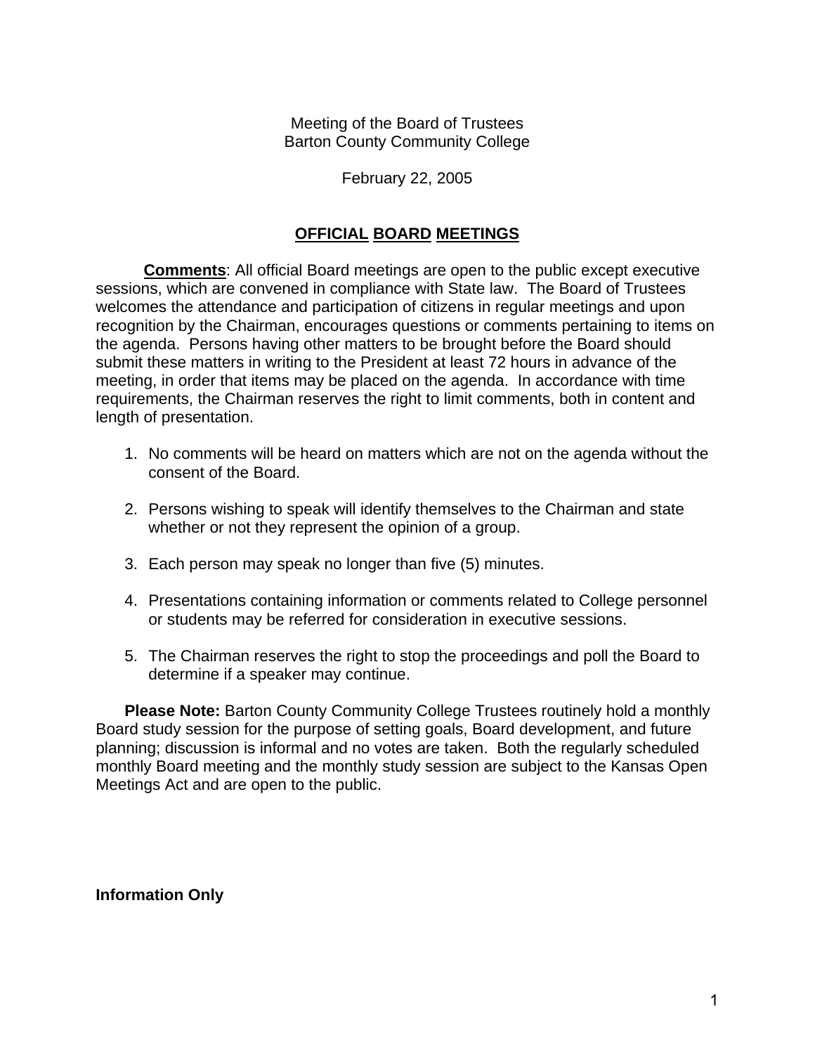Meeting of the Board of Trustees
Barton County Community College

February 22, 2005

# OFFICIAL BOARD MEETINGS

**Comments**: All official Board meetings are open to the public except executive sessions, which are convened in compliance with State law. The Board of Trustees welcomes the attendance and participation of citizens in regular meetings and upon recognition by the Chairman, encourages questions or comments pertaining to items on the agenda. Persons having other matters to be brought before the Board should submit these matters in writing to the President at least 72 hours in advance of the meeting, in order that items may be placed on the agenda. In accordance with time requirements, the Chairman reserves the right to limit comments, both in content and length of presentation.

1. No comments will be heard on matters which are not on the agenda without the consent of the Board.

2. Persons wishing to speak will identify themselves to the Chairman and state whether or not they represent the opinion of a group.

3. Each person may speak no longer than five (5) minutes.

4. Presentations containing information or comments related to College personnel or students may be referred for consideration in executive sessions.

5. The Chairman reserves the right to stop the proceedings and poll the Board to determine if a speaker may continue.

**Please Note:** Barton County Community College Trustees routinely hold a monthly Board study session for the purpose of setting goals, Board development, and future planning; discussion is informal and no votes are taken. Both the regularly scheduled monthly Board meeting and the monthly study session are subject to the Kansas Open Meetings Act and are open to the public.

**Information Only**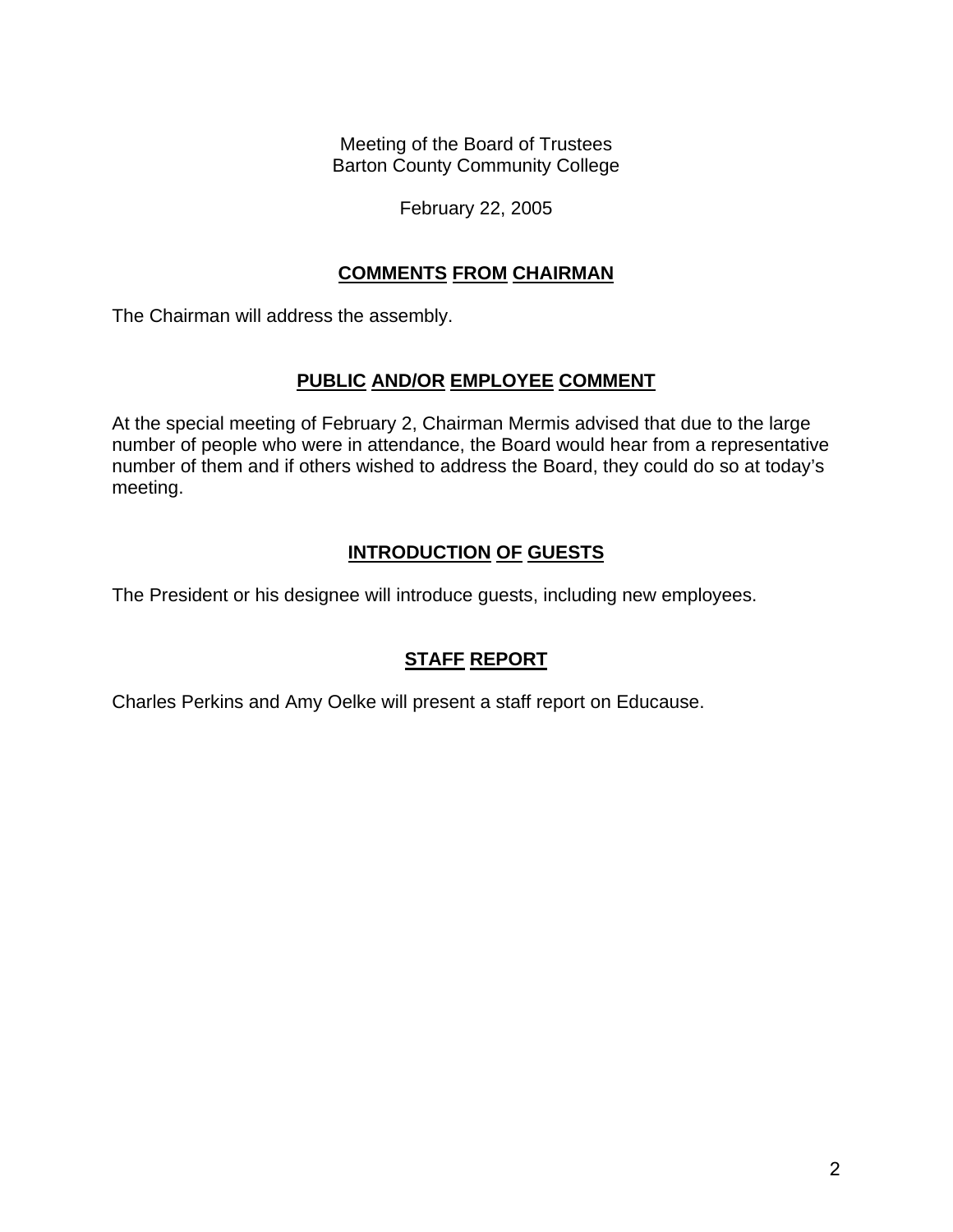Meeting of the Board of Trustees
Barton County Community College

February 22, 2005

## COMMENTS FROM CHAIRMAN

The Chairman will address the assembly.

## PUBLIC AND/OR EMPLOYEE COMMENT

At the special meeting of February 2, Chairman Mermis advised that due to the large number of people who were in attendance, the Board would hear from a representative number of them and if others wished to address the Board, they could do so at today's meeting.

## INTRODUCTION OF GUESTS

The President or his designee will introduce guests, including new employees.

## STAFF REPORT

Charles Perkins and Amy Oelke will present a staff report on Educause.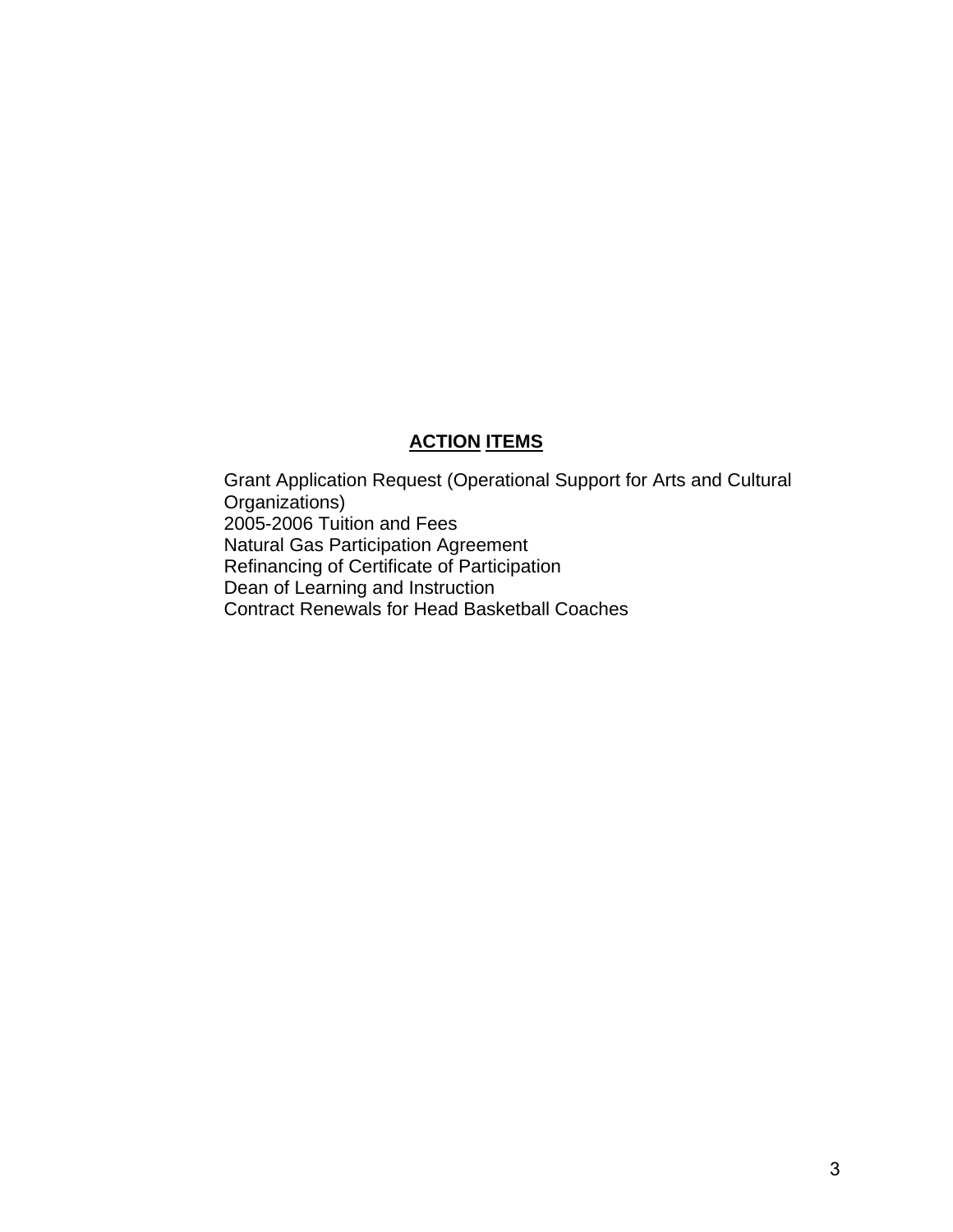## ACTION ITEMS

Grant Application Request (Operational Support for Arts and Cultural Organizations)
2005-2006 Tuition and Fees
Natural Gas Participation Agreement
Refinancing of Certificate of Participation
Dean of Learning and Instruction
Contract Renewals for Head Basketball Coaches